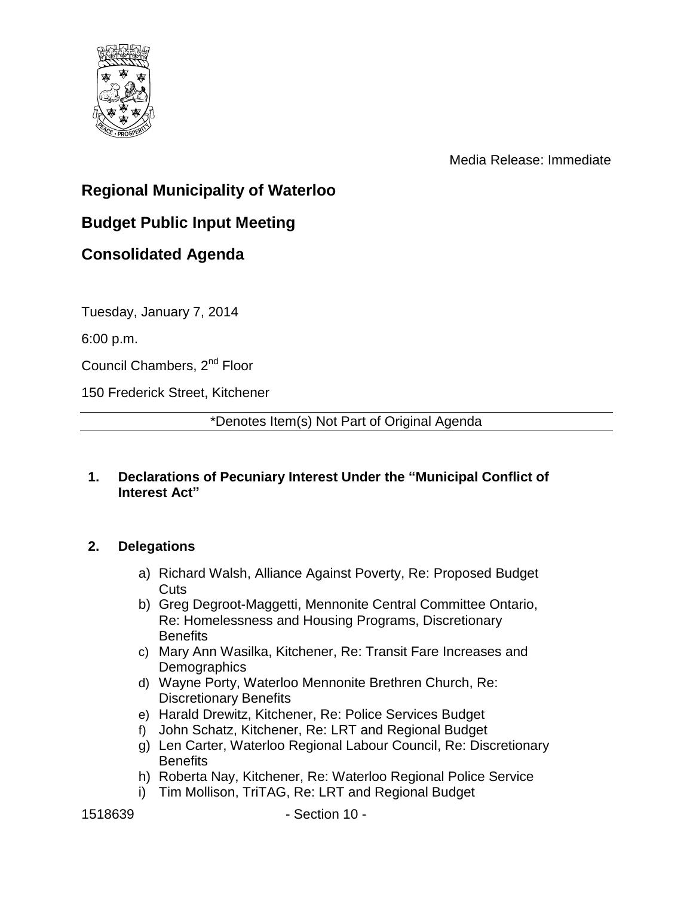Media Release: Immediate

# Regional Municipality of Waterloo

## Budget Public Input Meeting

## Consolidated Agenda

Tuesday, January 7, 2014

6:00 p.m.

Council Chambers, 2nd Floor

150 Frederick Street, Kitchener

*Denotes Item(s) Not Part of Original Agenda

**1. Declarations of Pecuniary Interest Under the "Municipal Conflict of Interest Act"**

**2. Delegations**

a) Richard Walsh, Alliance Against Poverty, Re: Proposed Budget Cuts
b) Greg Degroot-Maggetti, Mennonite Central Committee Ontario, Re: Homelessness and Housing Programs, Discretionary Benefits
c) Mary Ann Wasilka, Kitchener, Re: Transit Fare Increases and Demographics
d) Wayne Porty, Waterloo Mennonite Brethren Church, Re: Discretionary Benefits
e) Harald Drewitz, Kitchener, Re: Police Services Budget
f) John Schatz, Kitchener, Re: LRT and Regional Budget
g) Len Carter, Waterloo Regional Labour Council, Re: Discretionary Benefits
h) Roberta Nay, Kitchener, Re: Waterloo Regional Police Service
i) Tim Mollison, TriTAG, Re: LRT and Regional Budget

1518639 - Section 10 -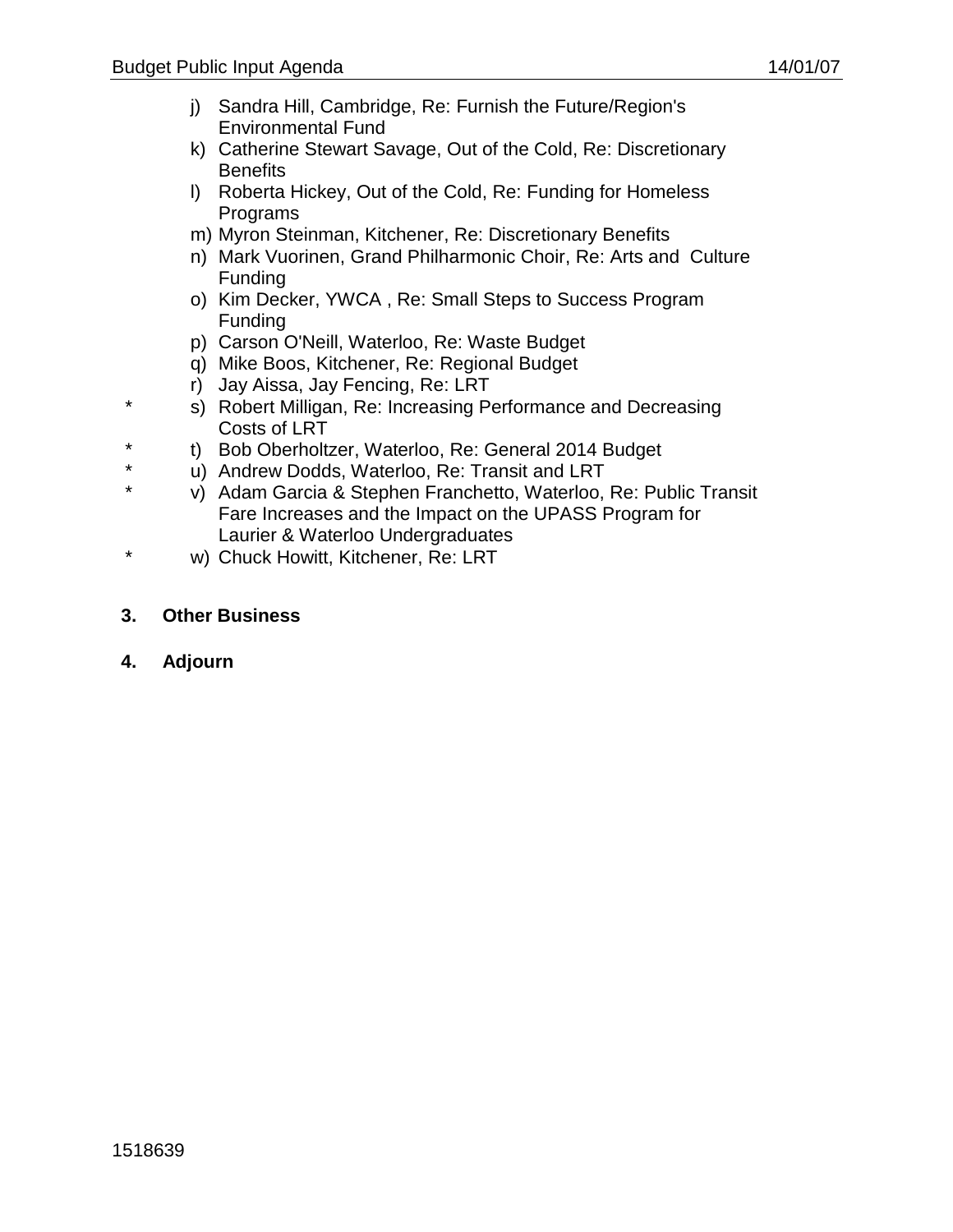j) Sandra Hill, Cambridge, Re: Furnish the Future/Region's Environmental Fund
k) Catherine Stewart Savage, Out of the Cold, Re: Discretionary Benefits
l) Roberta Hickey, Out of the Cold, Re: Funding for Homeless Programs
m) Myron Steinman, Kitchener, Re: Discretionary Benefits
n) Mark Vuorinen, Grand Philharmonic Choir, Re: Arts and Culture Funding
o) Kim Decker, YWCA , Re: Small Steps to Success Program Funding
p) Carson O'Neill, Waterloo, Re: Waste Budget
q) Mike Boos, Kitchener, Re: Regional Budget
r) Jay Aissa, Jay Fencing, Re: LRT

\* s) Robert Milligan, Re: Increasing Performance and Decreasing Costs of LRT

\* t) Bob Oberholtzer, Waterloo, Re: General 2014 Budget

\* u) Andrew Dodds, Waterloo, Re: Transit and LRT

\* v) Adam Garcia & Stephen Franchetto, Waterloo, Re: Public Transit Fare Increases and the Impact on the UPASS Program for Laurier & Waterloo Undergraduates

\* w) Chuck Howitt, Kitchener, Re: LRT

**3. Other Business**

**4. Adjourn**

1518639